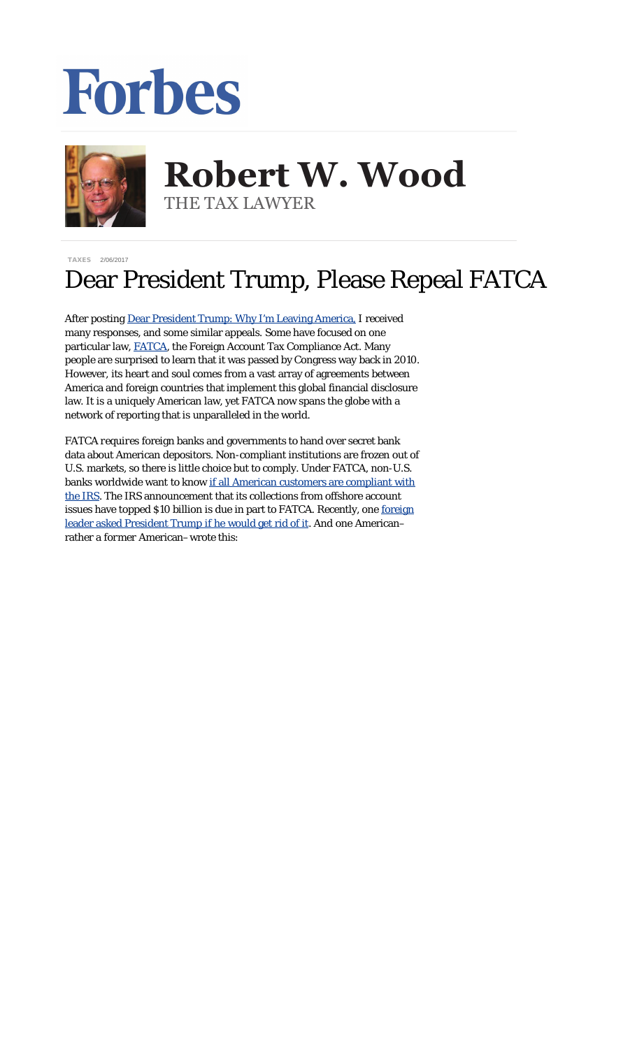Forbes

# Robert W. Wood
THE TAX LAWYER

TAXES 2/06/2017

# Dear President Trump, Please Repeal FATCA

After posting [Dear President Trump: Why I'm Leaving America,](#) I received many responses, and some similar appeals. Some have focused on one particular law, [FATCA](#), the Foreign Account Tax Compliance Act. Many people are surprised to learn that it was passed by Congress way back in 2010. However, its heart and soul comes from a vast array of agreements between America and foreign countries that implement this global financial disclosure law. It is a uniquely American law, yet FATCA now spans the globe with a network of reporting that is unparalleled in the world.

FATCA requires foreign banks and governments to hand over secret bank data about American depositors. Non-compliant institutions are frozen out of U.S. markets, so there is little choice but to comply. Under FATCA, non-U.S. banks worldwide want to know [if all American customers are compliant with the IRS](#). The IRS announcement that its collections from offshore account issues have topped $10 billion is due in part to FATCA. Recently, one [foreign leader asked President Trump if he would get rid of it](#). And one American–rather a former American–wrote this: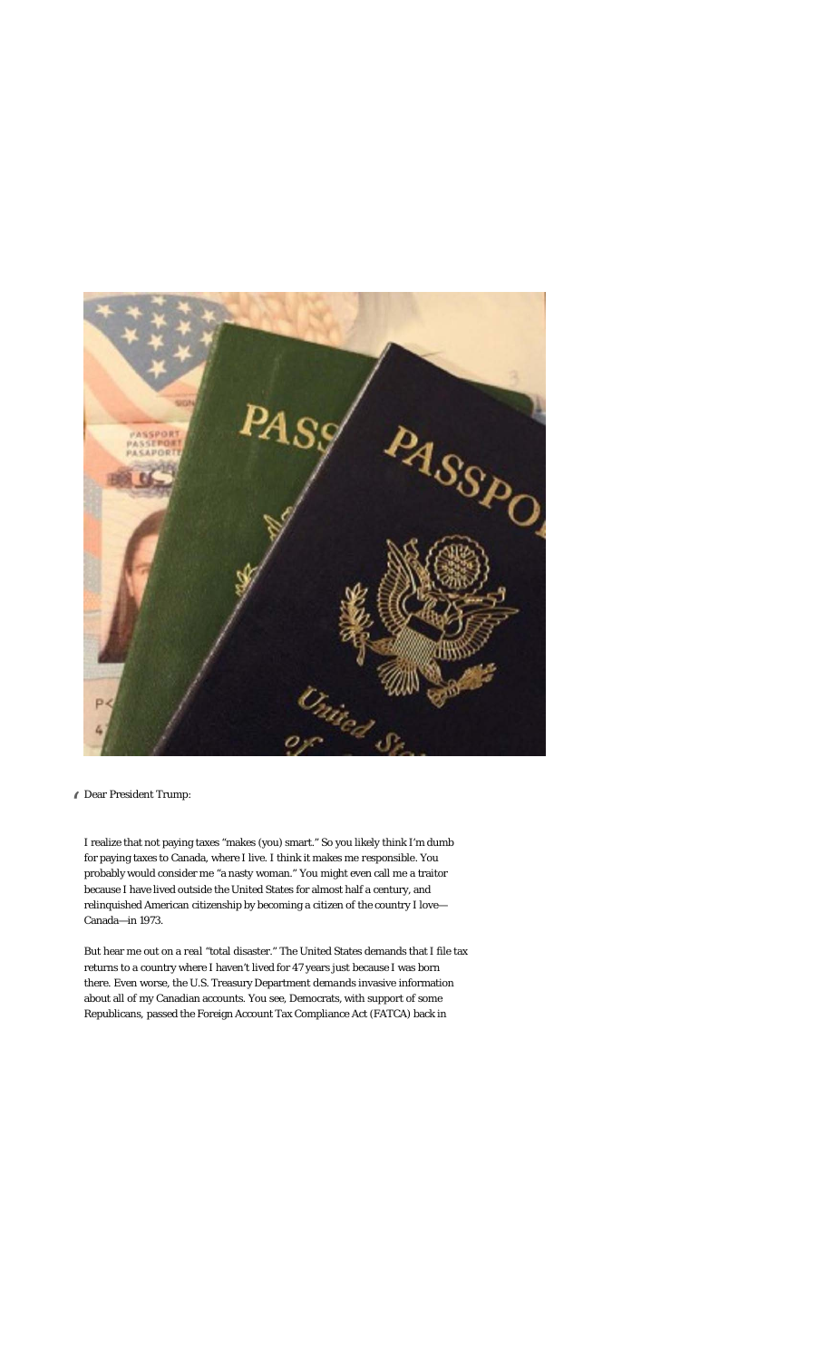Dear President Trump:

I realize that not paying taxes "makes (you) smart." So you likely think I'm dumb for paying taxes to Canada, where I live. I think it makes me responsible. You probably would consider me "a nasty woman." You might even call me a traitor because I have lived outside the United States for almost half a century, and relinquished American citizenship by becoming a citizen of the country I love—Canada—in 1973.

But hear me out on a *real* "total disaster." The United States demands that I file tax returns to a country where I haven't lived for 47 years just because I was born there. Even worse, the U.S. Treasury Department demands invasive information about all of my Canadian accounts. You see, Democrats, with support of some Republicans, passed the Foreign Account Tax Compliance Act (FATCA) back in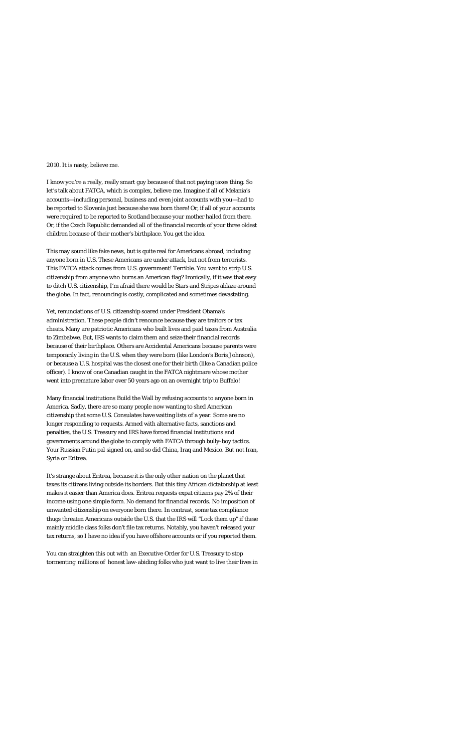2010. It is nasty, believe me.

I know you're a really, really smart guy because of that not paying taxes thing. So let's talk about FATCA, which is complex, believe me. Imagine if all of Melania's accounts—including personal, business and even joint accounts with you—had to be reported to Slovenia just because she was born there! Or, if all of your accounts were required to be reported to Scotland because your mother hailed from there. Or, if the Czech Republic demanded all of the financial records of your three oldest children because of their mother's birthplace. You get the idea.

This may sound like fake news, but is quite real for Americans abroad, including anyone born in U.S. These Americans are under attack, but not from terrorists. This FATCA attack comes from U.S. government! Terrible. You want to strip U.S. citizenship from anyone who burns an American flag? Ironically, if it was that easy to ditch U.S. citizenship, I'm afraid there would be Stars and Stripes ablaze around the globe. In fact, renouncing is costly, complicated and sometimes devastating.

Yet, renunciations of U.S. citizenship soared under President Obama's administration. These people didn't renounce because they are traitors or tax cheats. Many are patriotic Americans who built lives and paid taxes from Australia to Zimbabwe. But, IRS wants to claim them and seize their financial records because of their birthplace. Others are Accidental Americans because parents were temporarily living in the U.S. when they were born (like London's Boris Johnson), or because a U.S. hospital was the closest one for their birth (like a Canadian police officer). I know of one Canadian caught in the FATCA nightmare whose mother went into premature labor over 50 years ago on an overnight trip to Buffalo!

Many financial institutions Build the Wall by refusing accounts to anyone born in America. Sadly, there are so many people now wanting to shed American citizenship that some U.S. Consulates have waiting lists of a year. Some are no longer responding to requests. Armed with alternative facts, sanctions and penalties, the U.S. Treasury and IRS have forced financial institutions and governments around the globe to comply with FATCA through bully-boy tactics. Your Russian Putin pal signed on, and so did China, Iraq and Mexico. But not Iran, Syria or Eritrea.

It's strange about Eritrea, because it is the only other nation on the planet that taxes its citizens living outside its borders. But this tiny African dictatorship at least makes it easier than America does. Eritrea requests expat citizens pay 2% of their income using one simple form. No demand for financial records. No imposition of unwanted citizenship on everyone born there. In contrast, some tax compliance thugs threaten Americans outside the U.S. that the IRS will "Lock them up" if these mainly middle class folks don't file tax returns. Notably, you haven't released your tax returns, so I have no idea if you have offshore accounts or if you reported them.

You can straighten this out with an Executive Order for U.S. Treasury to stop tormenting millions of honest law-abiding folks who just want to live their lives in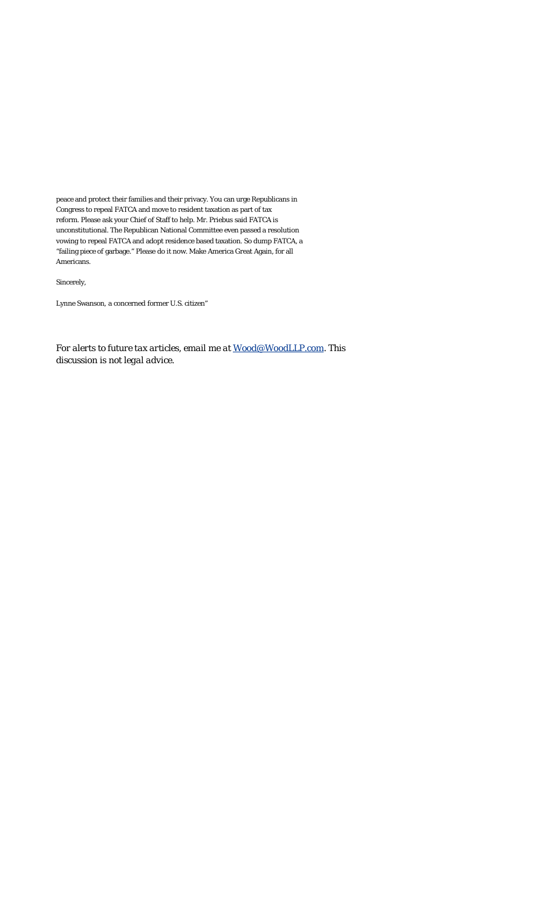peace and protect their families and their privacy. You can urge Republicans in Congress to repeal FATCA and move to resident taxation as part of tax reform. Please ask your Chief of Staff to help. Mr. Priebus said FATCA is unconstitutional. The Republican National Committee even passed a resolution vowing to repeal FATCA and adopt residence based taxation. So dump FATCA, a "failing piece of garbage." Please do it now. Make America Great Again, for all Americans.

Sincerely,

Lynne Swanson, a concerned former U.S. citizen"

*For alerts to future tax articles, email me at* [Wood@WoodLLP.com](mailto:Wood@WoodLLP.com). *This discussion is not legal advice.*